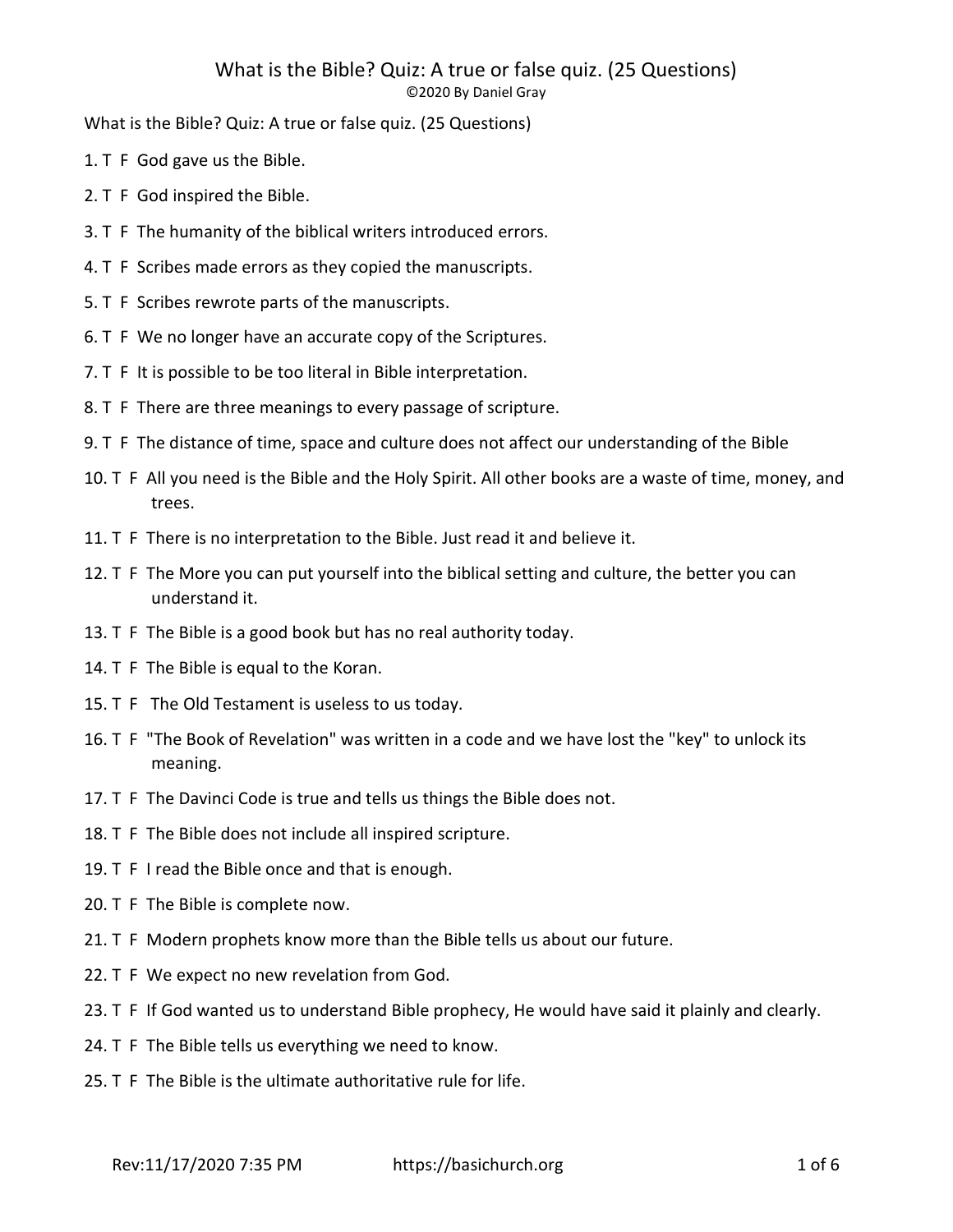# What is the Bible? Quiz: A true or false quiz. (25 Questions)

©2020 By Daniel Gray

What is the Bible? Quiz: A true or false quiz. (25 Questions)

1. T F God gave us the Bible.
2. T F God inspired the Bible.
3. T F The humanity of the biblical writers introduced errors.
4. T F Scribes made errors as they copied the manuscripts.
5. T F Scribes rewrote parts of the manuscripts.
6. T F We no longer have an accurate copy of the Scriptures.
7. T F It is possible to be too literal in Bible interpretation.
8. T F There are three meanings to every passage of scripture.
9. T F The distance of time, space and culture does not affect our understanding of the Bible
10. T F All you need is the Bible and the Holy Spirit. All other books are a waste of time, money, and trees.
11. T F There is no interpretation to the Bible. Just read it and believe it.
12. T F The More you can put yourself into the biblical setting and culture, the better you can understand it.
13. T F The Bible is a good book but has no real authority today.
14. T F The Bible is equal to the Koran.
15. T F The Old Testament is useless to us today.
16. T F "The Book of Revelation" was written in a code and we have lost the "key" to unlock its meaning.
17. T F The Davinci Code is true and tells us things the Bible does not.
18. T F The Bible does not include all inspired scripture.
19. T F I read the Bible once and that is enough.
20. T F The Bible is complete now.
21. T F Modern prophets know more than the Bible tells us about our future.
22. T F We expect no new revelation from God.
23. T F If God wanted us to understand Bible prophecy, He would have said it plainly and clearly.
24. T F The Bible tells us everything we need to know.
25. T F The Bible is the ultimate authoritative rule for life.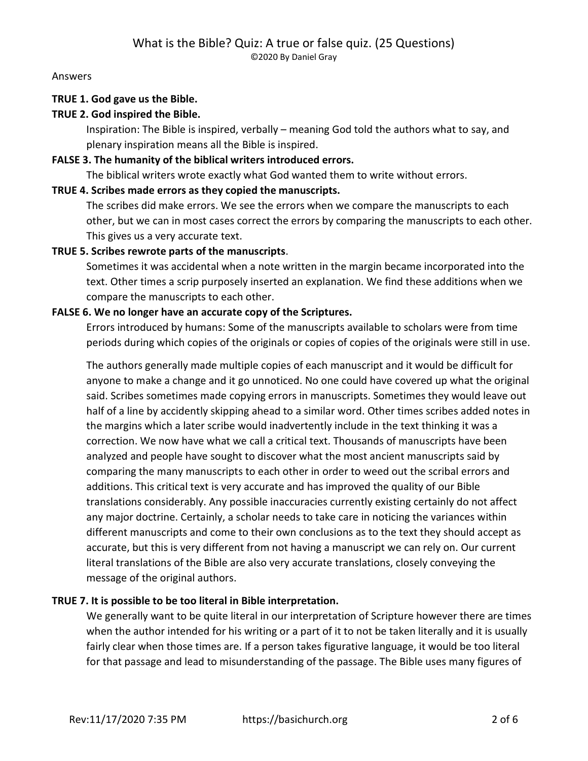What is the Bible? Quiz: A true or false quiz. (25 Questions)
©2020 By Daniel Gray

Answers

**TRUE 1. God gave us the Bible.**

**TRUE 2. God inspired the Bible.**

Inspiration: The Bible is inspired, verbally – meaning God told the authors what to say, and plenary inspiration means all the Bible is inspired.

**FALSE 3. The humanity of the biblical writers introduced errors.**

The biblical writers wrote exactly what God wanted them to write without errors.

**TRUE 4. Scribes made errors as they copied the manuscripts.**

The scribes did make errors. We see the errors when we compare the manuscripts to each other, but we can in most cases correct the errors by comparing the manuscripts to each other. This gives us a very accurate text.

**TRUE 5. Scribes rewrote parts of the manuscripts**.

Sometimes it was accidental when a note written in the margin became incorporated into the text. Other times a scrip purposely inserted an explanation. We find these additions when we compare the manuscripts to each other.

**FALSE 6. We no longer have an accurate copy of the Scriptures.**

Errors introduced by humans: Some of the manuscripts available to scholars were from time periods during which copies of the originals or copies of copies of the originals were still in use.

The authors generally made multiple copies of each manuscript and it would be difficult for anyone to make a change and it go unnoticed. No one could have covered up what the original said. Scribes sometimes made copying errors in manuscripts. Sometimes they would leave out half of a line by accidently skipping ahead to a similar word. Other times scribes added notes in the margins which a later scribe would inadvertently include in the text thinking it was a correction. We now have what we call a critical text. Thousands of manuscripts have been analyzed and people have sought to discover what the most ancient manuscripts said by comparing the many manuscripts to each other in order to weed out the scribal errors and additions. This critical text is very accurate and has improved the quality of our Bible translations considerably. Any possible inaccuracies currently existing certainly do not affect any major doctrine. Certainly, a scholar needs to take care in noticing the variances within different manuscripts and come to their own conclusions as to the text they should accept as accurate, but this is very different from not having a manuscript we can rely on. Our current literal translations of the Bible are also very accurate translations, closely conveying the message of the original authors.

**TRUE 7. It is possible to be too literal in Bible interpretation.**

We generally want to be quite literal in our interpretation of Scripture however there are times when the author intended for his writing or a part of it to not be taken literally and it is usually fairly clear when those times are. If a person takes figurative language, it would be too literal for that passage and lead to misunderstanding of the passage. The Bible uses many figures of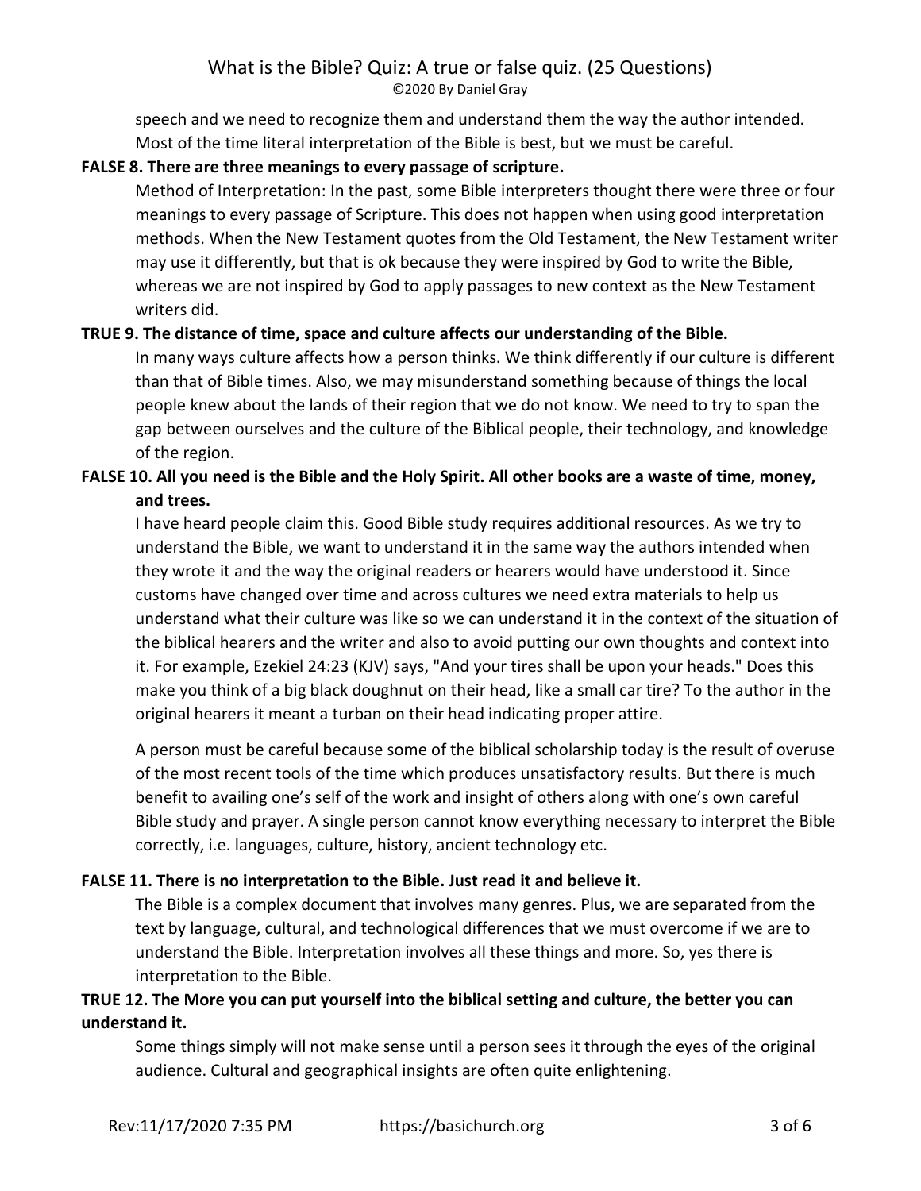speech and we need to recognize them and understand them the way the author intended. Most of the time literal interpretation of the Bible is best, but we must be careful.

**FALSE 8. There are three meanings to every passage of scripture.**

Method of Interpretation: In the past, some Bible interpreters thought there were three or four meanings to every passage of Scripture. This does not happen when using good interpretation methods. When the New Testament quotes from the Old Testament, the New Testament writer may use it differently, but that is ok because they were inspired by God to write the Bible, whereas we are not inspired by God to apply passages to new context as the New Testament writers did.

**TRUE 9. The distance of time, space and culture affects our understanding of the Bible.**

In many ways culture affects how a person thinks. We think differently if our culture is different than that of Bible times. Also, we may misunderstand something because of things the local people knew about the lands of their region that we do not know. We need to try to span the gap between ourselves and the culture of the Biblical people, their technology, and knowledge of the region.

**FALSE 10. All you need is the Bible and the Holy Spirit. All other books are a waste of time, money, and trees.**

I have heard people claim this. Good Bible study requires additional resources. As we try to understand the Bible, we want to understand it in the same way the authors intended when they wrote it and the way the original readers or hearers would have understood it. Since customs have changed over time and across cultures we need extra materials to help us understand what their culture was like so we can understand it in the context of the situation of the biblical hearers and the writer and also to avoid putting our own thoughts and context into it. For example, Ezekiel 24:23 (KJV) says, "And your tires shall be upon your heads." Does this make you think of a big black doughnut on their head, like a small car tire? To the author in the original hearers it meant a turban on their head indicating proper attire.

A person must be careful because some of the biblical scholarship today is the result of overuse of the most recent tools of the time which produces unsatisfactory results. But there is much benefit to availing one's self of the work and insight of others along with one's own careful Bible study and prayer. A single person cannot know everything necessary to interpret the Bible correctly, i.e. languages, culture, history, ancient technology etc.

**FALSE 11. There is no interpretation to the Bible. Just read it and believe it.**

The Bible is a complex document that involves many genres. Plus, we are separated from the text by language, cultural, and technological differences that we must overcome if we are to understand the Bible. Interpretation involves all these things and more. So, yes there is interpretation to the Bible.

**TRUE 12. The More you can put yourself into the biblical setting and culture, the better you can understand it.**

Some things simply will not make sense until a person sees it through the eyes of the original audience. Cultural and geographical insights are often quite enlightening.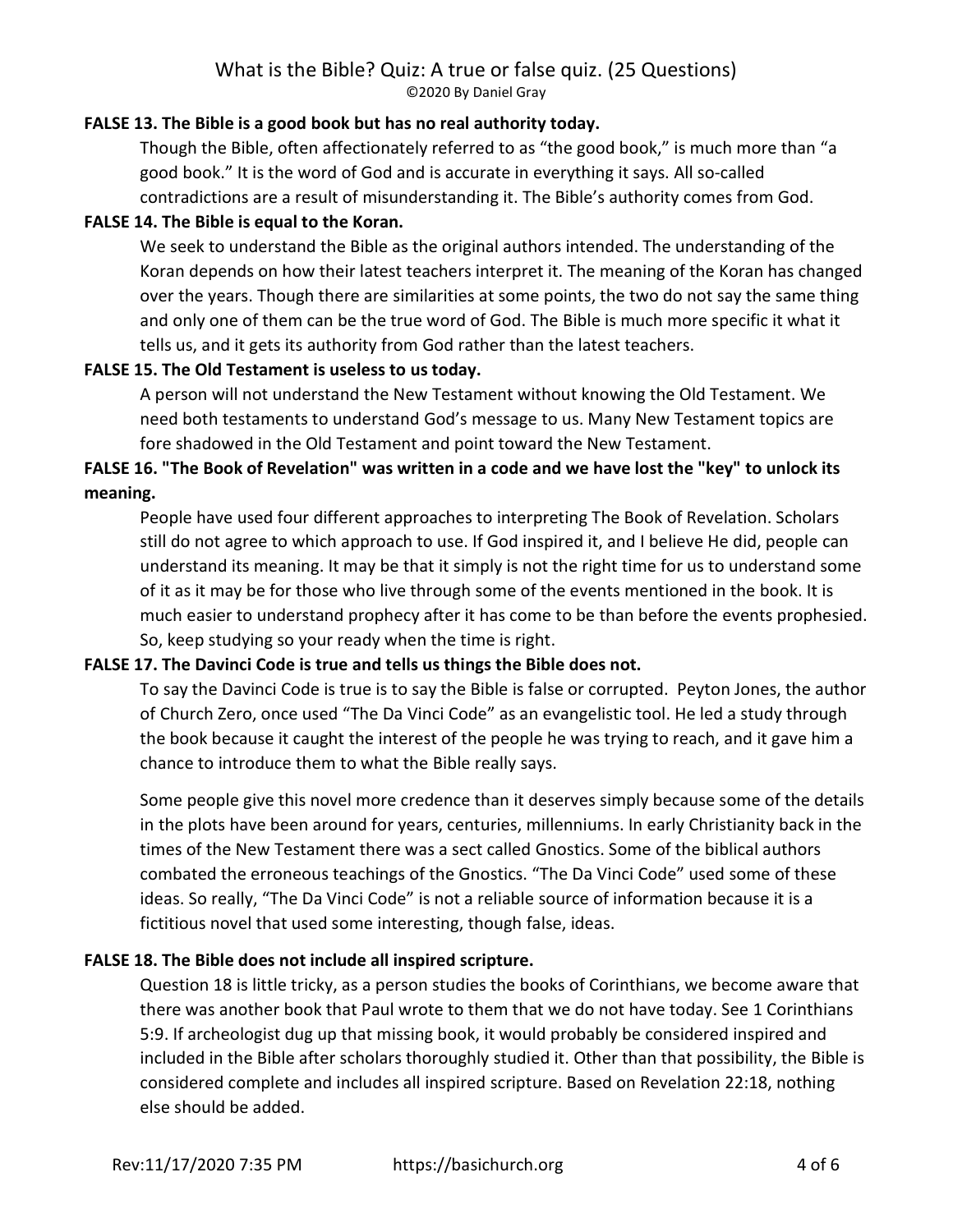**FALSE 13. The Bible is a good book but has no real authority today.**

Though the Bible, often affectionately referred to as "the good book," is much more than "a good book." It is the word of God and is accurate in everything it says. All so-called contradictions are a result of misunderstanding it. The Bible's authority comes from God.

**FALSE 14. The Bible is equal to the Koran.**

We seek to understand the Bible as the original authors intended. The understanding of the Koran depends on how their latest teachers interpret it. The meaning of the Koran has changed over the years. Though there are similarities at some points, the two do not say the same thing and only one of them can be the true word of God. The Bible is much more specific it what it tells us, and it gets its authority from God rather than the latest teachers.

**FALSE 15. The Old Testament is useless to us today.**

A person will not understand the New Testament without knowing the Old Testament. We need both testaments to understand God's message to us. Many New Testament topics are fore shadowed in the Old Testament and point toward the New Testament.

**FALSE 16. "The Book of Revelation" was written in a code and we have lost the "key" to unlock its meaning.**

People have used four different approaches to interpreting The Book of Revelation. Scholars still do not agree to which approach to use. If God inspired it, and I believe He did, people can understand its meaning. It may be that it simply is not the right time for us to understand some of it as it may be for those who live through some of the events mentioned in the book. It is much easier to understand prophecy after it has come to be than before the events prophesied. So, keep studying so your ready when the time is right.

**FALSE 17. The Davinci Code is true and tells us things the Bible does not.**

To say the Davinci Code is true is to say the Bible is false or corrupted. Peyton Jones, the author of Church Zero, once used "The Da Vinci Code" as an evangelistic tool. He led a study through the book because it caught the interest of the people he was trying to reach, and it gave him a chance to introduce them to what the Bible really says.

Some people give this novel more credence than it deserves simply because some of the details in the plots have been around for years, centuries, millenniums. In early Christianity back in the times of the New Testament there was a sect called Gnostics. Some of the biblical authors combated the erroneous teachings of the Gnostics. "The Da Vinci Code" used some of these ideas. So really, "The Da Vinci Code" is not a reliable source of information because it is a fictitious novel that used some interesting, though false, ideas.

**FALSE 18. The Bible does not include all inspired scripture.**

Question 18 is little tricky, as a person studies the books of Corinthians, we become aware that there was another book that Paul wrote to them that we do not have today. See 1 Corinthians 5:9. If archeologist dug up that missing book, it would probably be considered inspired and included in the Bible after scholars thoroughly studied it. Other than that possibility, the Bible is considered complete and includes all inspired scripture. Based on Revelation 22:18, nothing else should be added.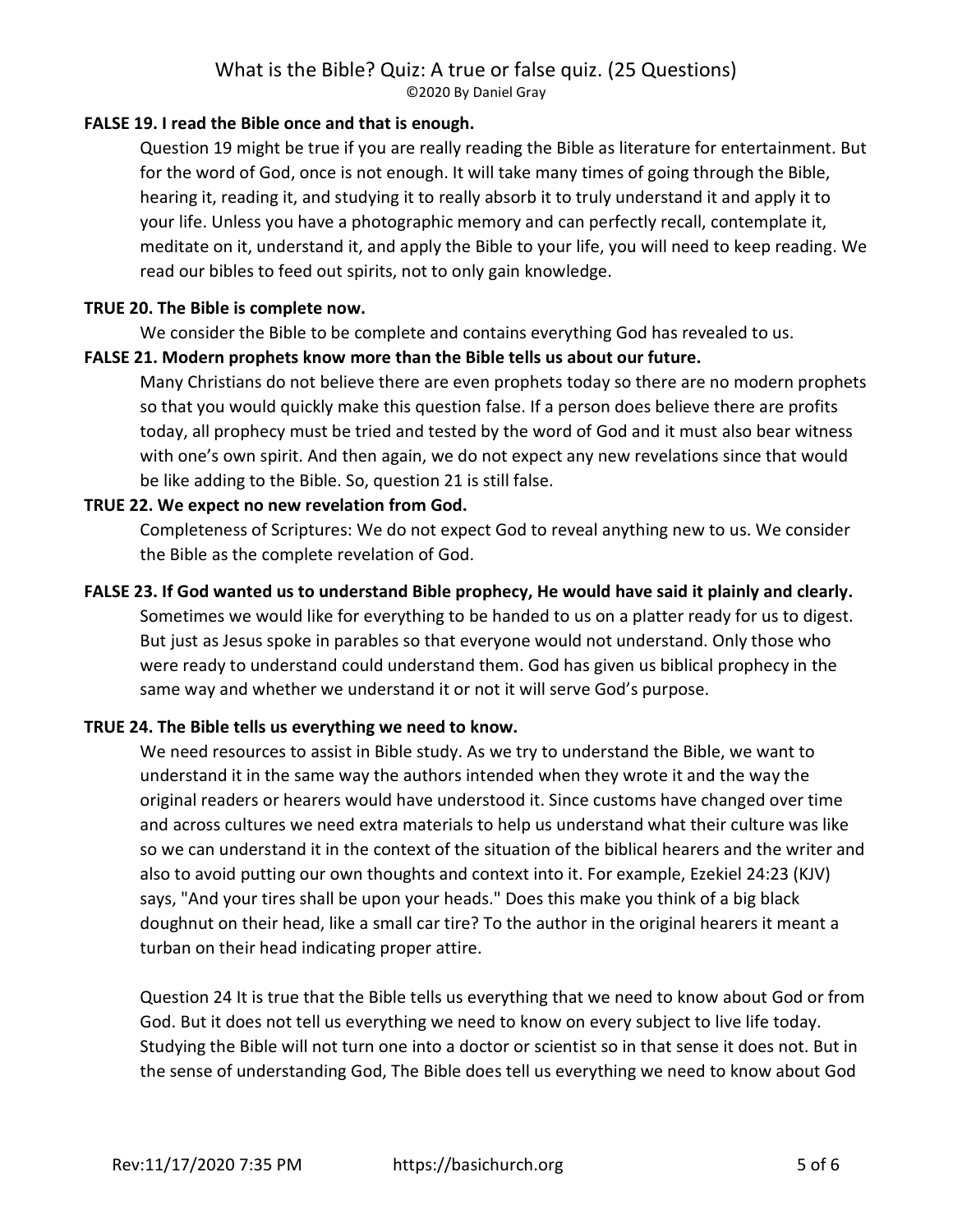**FALSE 19. I read the Bible once and that is enough.**

Question 19 might be true if you are really reading the Bible as literature for entertainment. But for the word of God, once is not enough. It will take many times of going through the Bible, hearing it, reading it, and studying it to really absorb it to truly understand it and apply it to your life. Unless you have a photographic memory and can perfectly recall, contemplate it, meditate on it, understand it, and apply the Bible to your life, you will need to keep reading. We read our bibles to feed out spirits, not to only gain knowledge.

**TRUE 20. The Bible is complete now.**

We consider the Bible to be complete and contains everything God has revealed to us.

**FALSE 21. Modern prophets know more than the Bible tells us about our future.**

Many Christians do not believe there are even prophets today so there are no modern prophets so that you would quickly make this question false. If a person does believe there are profits today, all prophecy must be tried and tested by the word of God and it must also bear witness with one's own spirit. And then again, we do not expect any new revelations since that would be like adding to the Bible. So, question 21 is still false.

**TRUE 22. We expect no new revelation from God.**

Completeness of Scriptures: We do not expect God to reveal anything new to us. We consider the Bible as the complete revelation of God.

**FALSE 23. If God wanted us to understand Bible prophecy, He would have said it plainly and clearly.**

Sometimes we would like for everything to be handed to us on a platter ready for us to digest. But just as Jesus spoke in parables so that everyone would not understand. Only those who were ready to understand could understand them. God has given us biblical prophecy in the same way and whether we understand it or not it will serve God's purpose.

**TRUE 24. The Bible tells us everything we need to know.**

We need resources to assist in Bible study. As we try to understand the Bible, we want to understand it in the same way the authors intended when they wrote it and the way the original readers or hearers would have understood it. Since customs have changed over time and across cultures we need extra materials to help us understand what their culture was like so we can understand it in the context of the situation of the biblical hearers and the writer and also to avoid putting our own thoughts and context into it. For example, Ezekiel 24:23 (KJV) says, "And your tires shall be upon your heads." Does this make you think of a big black doughnut on their head, like a small car tire? To the author in the original hearers it meant a turban on their head indicating proper attire.

Question 24 It is true that the Bible tells us everything that we need to know about God or from God. But it does not tell us everything we need to know on every subject to live life today. Studying the Bible will not turn one into a doctor or scientist so in that sense it does not. But in the sense of understanding God, The Bible does tell us everything we need to know about God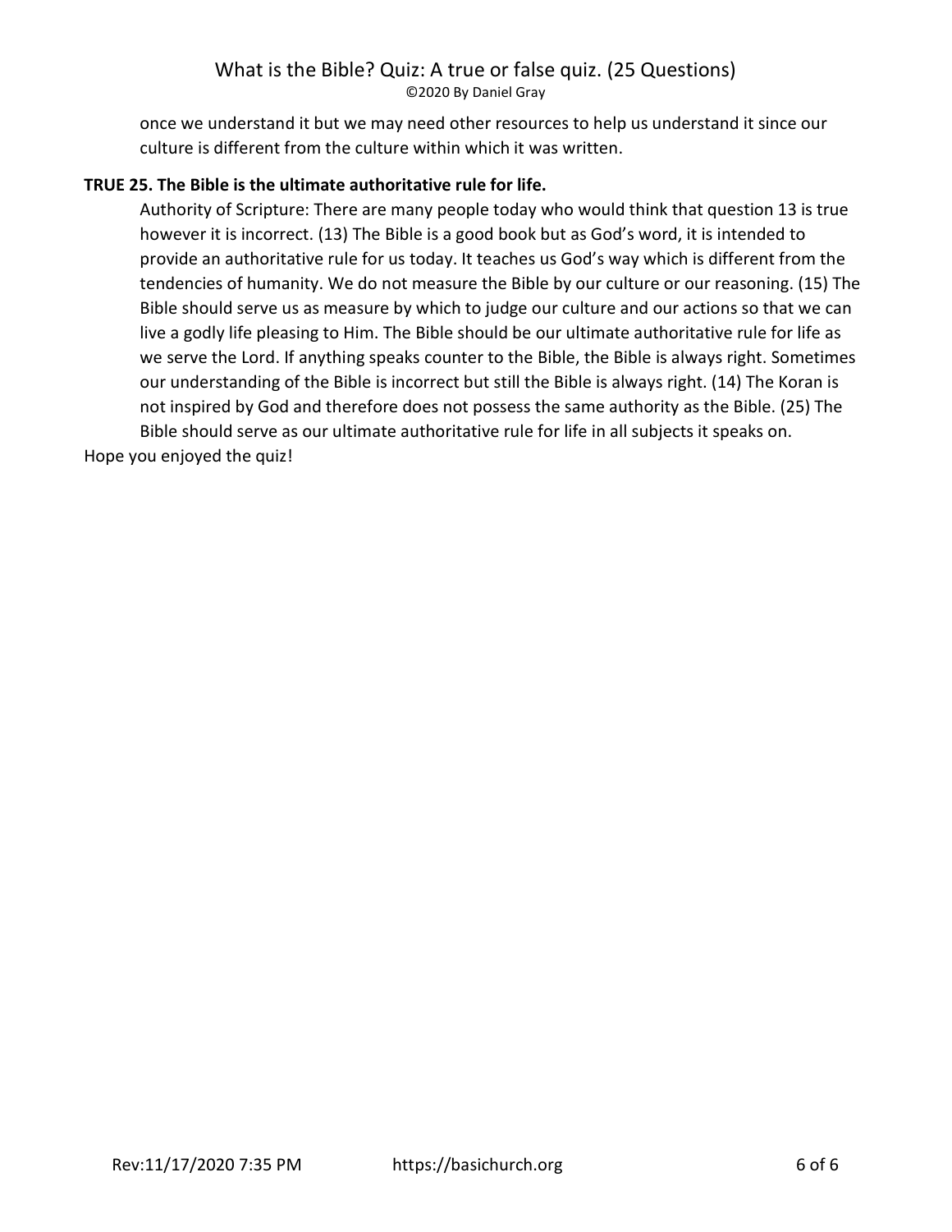once we understand it but we may need other resources to help us understand it since our culture is different from the culture within which it was written.

**TRUE 25. The Bible is the ultimate authoritative rule for life.**

Authority of Scripture: There are many people today who would think that question 13 is true however it is incorrect. (13) The Bible is a good book but as God's word, it is intended to provide an authoritative rule for us today. It teaches us God's way which is different from the tendencies of humanity. We do not measure the Bible by our culture or our reasoning. (15) The Bible should serve us as measure by which to judge our culture and our actions so that we can live a godly life pleasing to Him. The Bible should be our ultimate authoritative rule for life as we serve the Lord. If anything speaks counter to the Bible, the Bible is always right. Sometimes our understanding of the Bible is incorrect but still the Bible is always right. (14) The Koran is not inspired by God and therefore does not possess the same authority as the Bible. (25) The Bible should serve as our ultimate authoritative rule for life in all subjects it speaks on.

Hope you enjoyed the quiz!